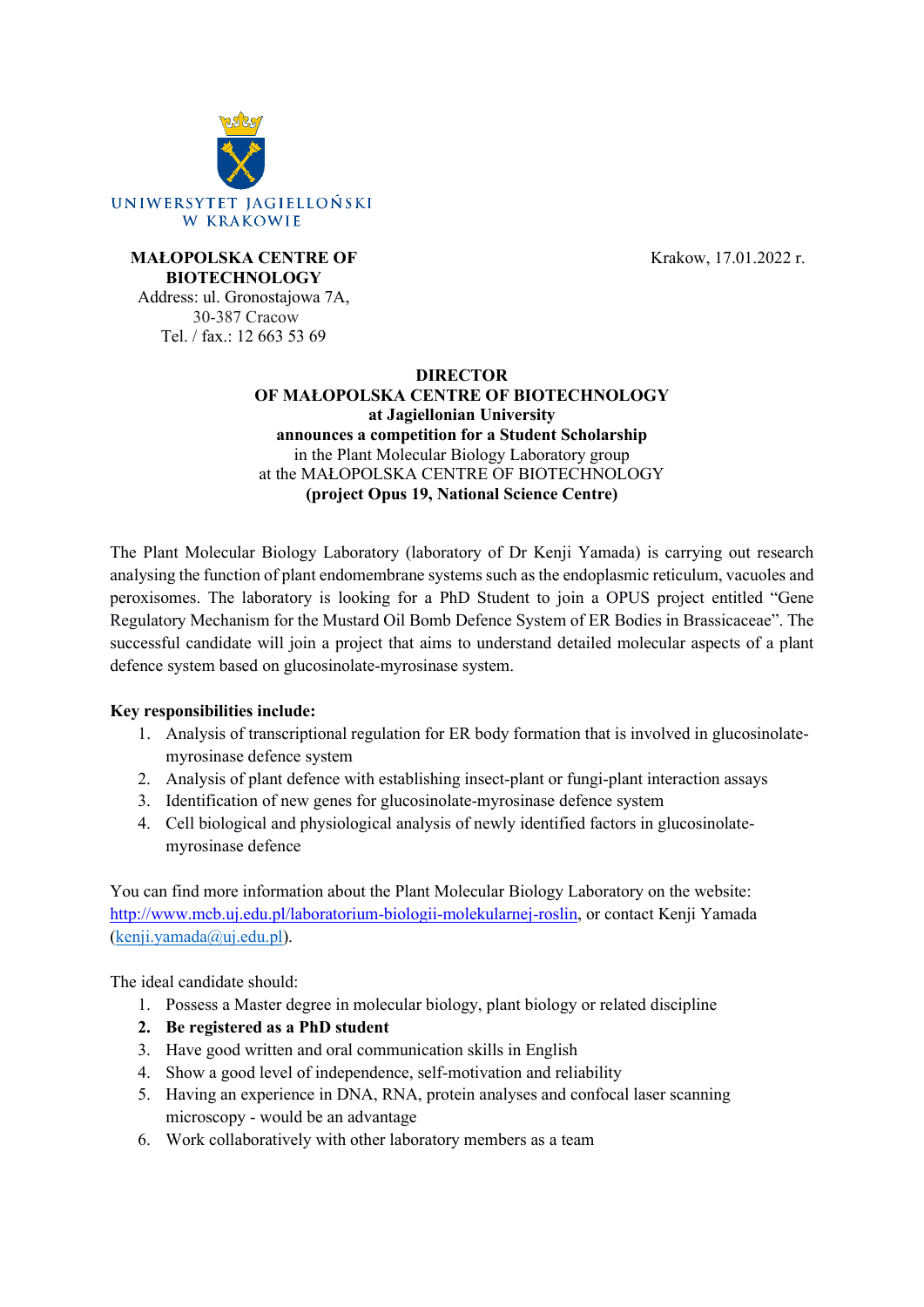UNIWERSYTET JAGIELLOŃSKI
W KRAKOWIE

**MAŁOPOLSKA CENTRE OF BIOTECHNOLOGY**
Address: ul. Gronostajowa 7A,
30-387 Cracow
Tel. / fax.: 12 663 53 69

Krakow, 17.01.2022 r.

**DIRECTOR**
**OF MAŁOPOLSKA CENTRE OF BIOTECHNOLOGY**
**at Jagiellonian University**
**announces a competition for a Student Scholarship**
in the Plant Molecular Biology Laboratory group
at the MAŁOPOLSKA CENTRE OF BIOTECHNOLOGY
**(project Opus 19, National Science Centre)**

The Plant Molecular Biology Laboratory (laboratory of Dr Kenji Yamada) is carrying out research analysing the function of plant endomembrane systems such as the endoplasmic reticulum, vacuoles and peroxisomes. The laboratory is looking for a PhD Student to join a OPUS project entitled "Gene Regulatory Mechanism for the Mustard Oil Bomb Defence System of ER Bodies in Brassicaceae". The successful candidate will join a project that aims to understand detailed molecular aspects of a plant defence system based on glucosinolate-myrosinase system.

**Key responsibilities include:**

1. Analysis of transcriptional regulation for ER body formation that is involved in glucosinolate-myrosinase defence system
2. Analysis of plant defence with establishing insect-plant or fungi-plant interaction assays
3. Identification of new genes for glucosinolate-myrosinase defence system
4. Cell biological and physiological analysis of newly identified factors in glucosinolate-myrosinase defence

You can find more information about the Plant Molecular Biology Laboratory on the website: [http://www.mcb.uj.edu.pl/laboratorium-biologii-molekularnej-roslin](http://www.mcb.uj.edu.pl/laboratorium-biologii-molekularnej-roslin), or contact Kenji Yamada ([kenji.yamada@uj.edu.pl](mailto:kenji.yamada@uj.edu.pl)).

The ideal candidate should:

1. Possess a Master degree in molecular biology, plant biology or related discipline
2. **Be registered as a PhD student**
3. Have good written and oral communication skills in English
4. Show a good level of independence, self-motivation and reliability
5. Having an experience in DNA, RNA, protein analyses and confocal laser scanning microscopy - would be an advantage
6. Work collaboratively with other laboratory members as a team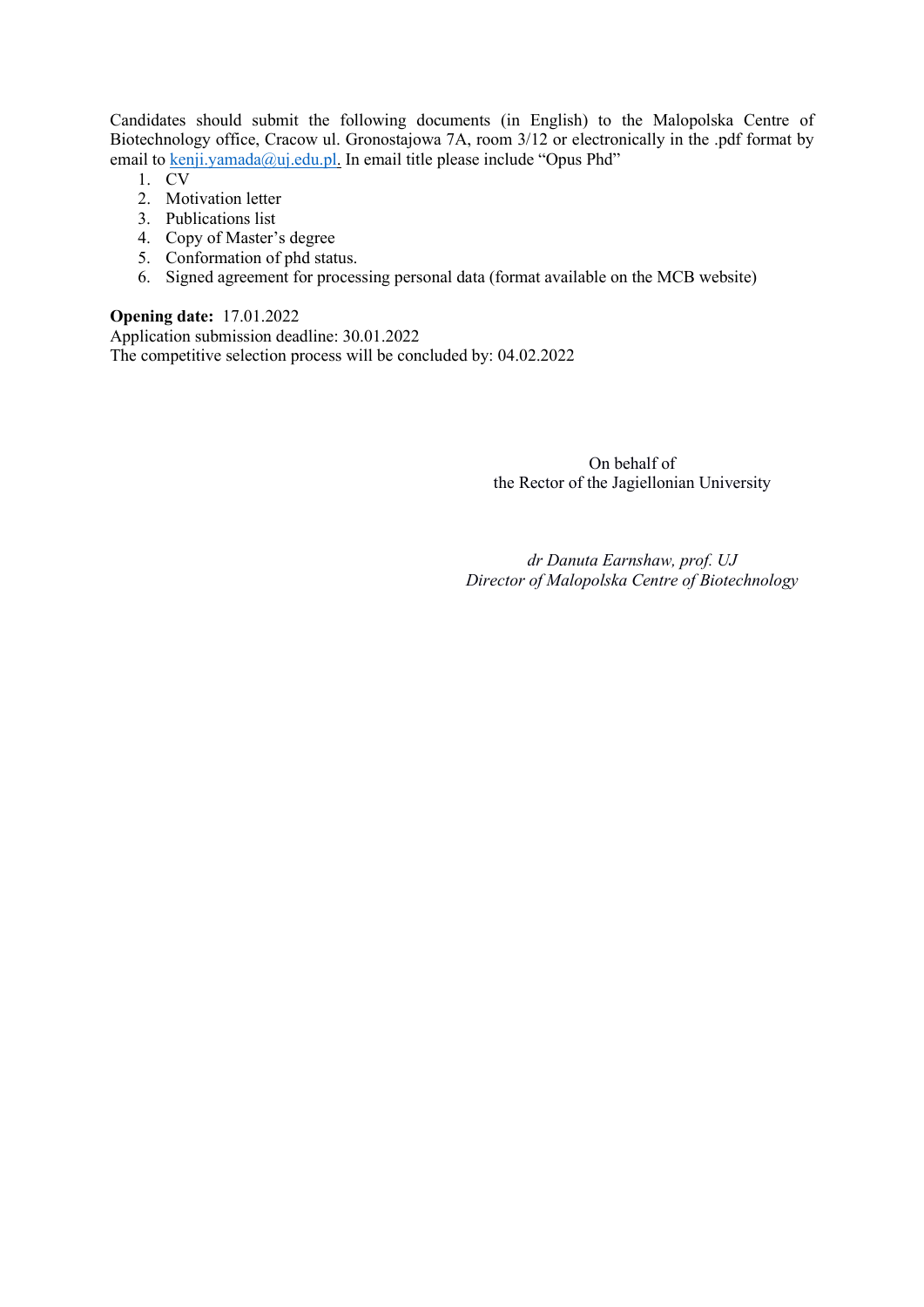Candidates should submit the following documents (in English) to the Malopolska Centre of Biotechnology office, Cracow ul. Gronostajowa 7A, room 3/12 or electronically in the .pdf format by email to kenji.yamada@uj.edu.pl. In email title please include "Opus Phd"

1. CV
2. Motivation letter
3. Publications list
4. Copy of Master's degree
5. Conformation of phd status.
6. Signed agreement for processing personal data (format available on the MCB website)

**Opening date:** 17.01.2022
Application submission deadline: 30.01.2022
The competitive selection process will be concluded by: 04.02.2022

On behalf of
the Rector of the Jagiellonian University

*dr Danuta Earnshaw, prof. UJ*
*Director of Malopolska Centre of Biotechnology*